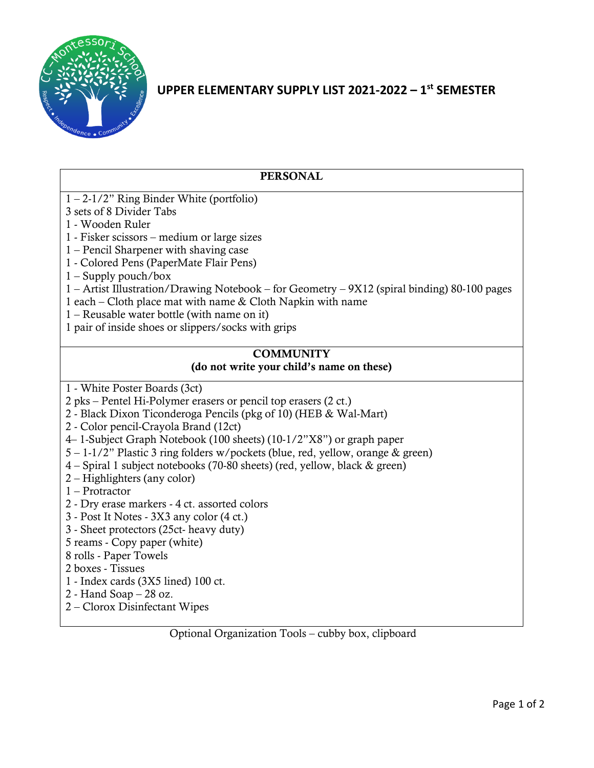# UPPER ELEMENTARY SUPPLY LIST 2021-2022 – 1st SEMESTER

## PERSONAL

1 – 2-1/2" Ring Binder White (portfolio)
3 sets of 8 Divider Tabs
1 - Wooden Ruler
1 - Fisker scissors – medium or large sizes
1 – Pencil Sharpener with shaving case
1 - Colored Pens (PaperMate Flair Pens)
1 – Supply pouch/box
1 – Artist Illustration/Drawing Notebook – for Geometry – 9X12 (spiral binding) 80-100 pages
1 each – Cloth place mat with name & Cloth Napkin with name
1 – Reusable water bottle (with name on it)
1 pair of inside shoes or slippers/socks with grips

## COMMUNITY
**(do not write your child's name on these)**

1 - White Poster Boards (3ct)
2 pks – Pentel Hi-Polymer erasers or pencil top erasers (2 ct.)
2 - Black Dixon Ticonderoga Pencils (pkg of 10) (HEB & Wal-Mart)
2 - Color pencil-Crayola Brand (12ct)
4– 1-Subject Graph Notebook (100 sheets) (10-1/2"X8") or graph paper
5 – 1-1/2" Plastic 3 ring folders w/pockets (blue, red, yellow, orange & green)
4 – Spiral 1 subject notebooks (70-80 sheets) (red, yellow, black & green)
2 – Highlighters (any color)
1 – Protractor
2 - Dry erase markers - 4 ct. assorted colors
3 - Post It Notes - 3X3 any color (4 ct.)
3 - Sheet protectors (25ct- heavy duty)
5 reams - Copy paper (white)
8 rolls - Paper Towels
2 boxes - Tissues
1 - Index cards (3X5 lined) 100 ct.
2 - Hand Soap – 28 oz.
2 – Clorox Disinfectant Wipes

Optional Organization Tools – cubby box, clipboard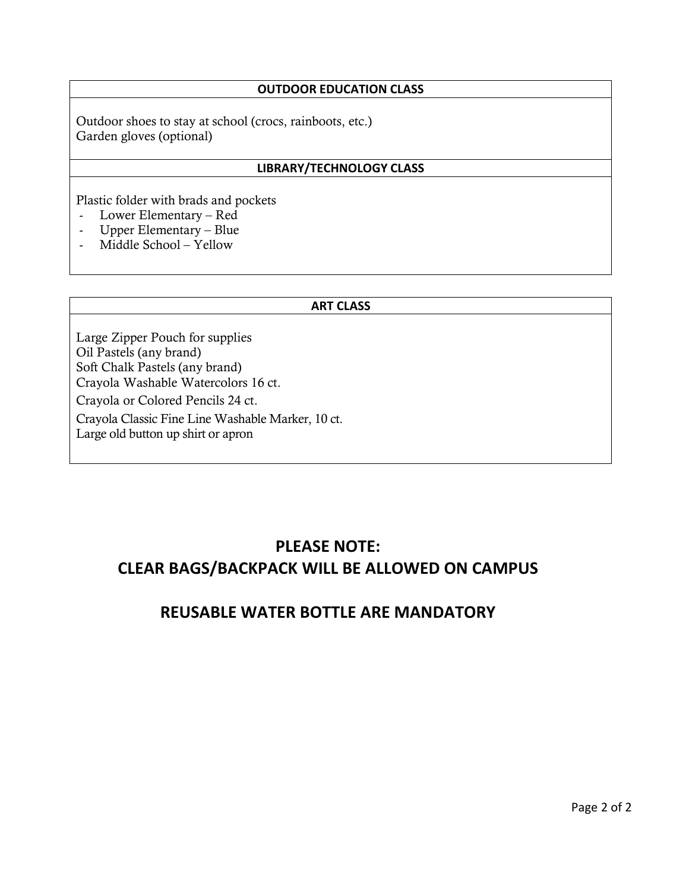### OUTDOOR EDUCATION CLASS

Outdoor shoes to stay at school (crocs, rainboots, etc.)
Garden gloves (optional)

### LIBRARY/TECHNOLOGY CLASS

Plastic folder with brads and pockets

- Lower Elementary – Red
- Upper Elementary – Blue
- Middle School – Yellow

### ART CLASS

Large Zipper Pouch for supplies
Oil Pastels (any brand)
Soft Chalk Pastels (any brand)
Crayola Washable Watercolors 16 ct.
Crayola or Colored Pencils 24 ct.
Crayola Classic Fine Line Washable Marker, 10 ct.
Large old button up shirt or apron

## PLEASE NOTE:
## CLEAR BAGS/BACKPACK WILL BE ALLOWED ON CAMPUS

## REUSABLE WATER BOTTLE ARE MANDATORY